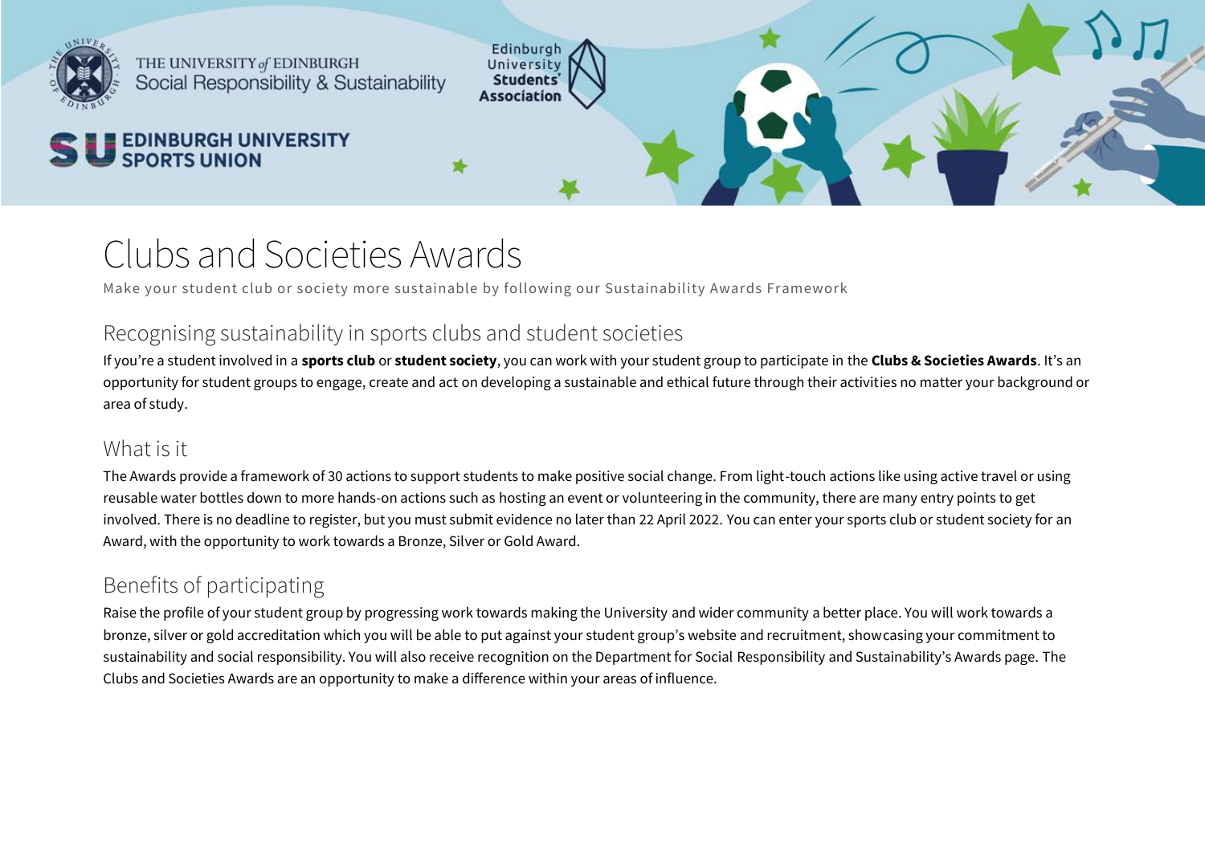THE UNIVERSITY of EDINBURGH
Social Responsibility & Sustainability

Edinburgh University Students' Association

EDINBURGH UNIVERSITY SPORTS UNION

# Clubs and Societies Awards

Make your student club or society more sustainable by following our Sustainability Awards Framework

## Recognising sustainability in sports clubs and student societies

If you're a student involved in a **sports club** or **student society**, you can work with your student group to participate in the **Clubs & Societies Awards**. It's an opportunity for student groups to engage, create and act on developing a sustainable and ethical future through their activities no matter your background or area of study.

## What is it

The Awards provide a framework of 30 actions to support students to make positive social change. From light-touch actions like using active travel or using reusable water bottles down to more hands-on actions such as hosting an event or volunteering in the community, there are many entry points to get involved. There is no deadline to register, but you must submit evidence no later than 22 April 2022. You can enter your sports club or student society for an Award, with the opportunity to work towards a Bronze, Silver or Gold Award.

## Benefits of participating

Raise the profile of your student group by progressing work towards making the University and wider community a better place. You will work towards a bronze, silver or gold accreditation which you will be able to put against your student group's website and recruitment, showcasing your commitment to sustainability and social responsibility. You will also receive recognition on the Department for Social Responsibility and Sustainability's Awards page. The Clubs and Societies Awards are an opportunity to make a difference within your areas of influence.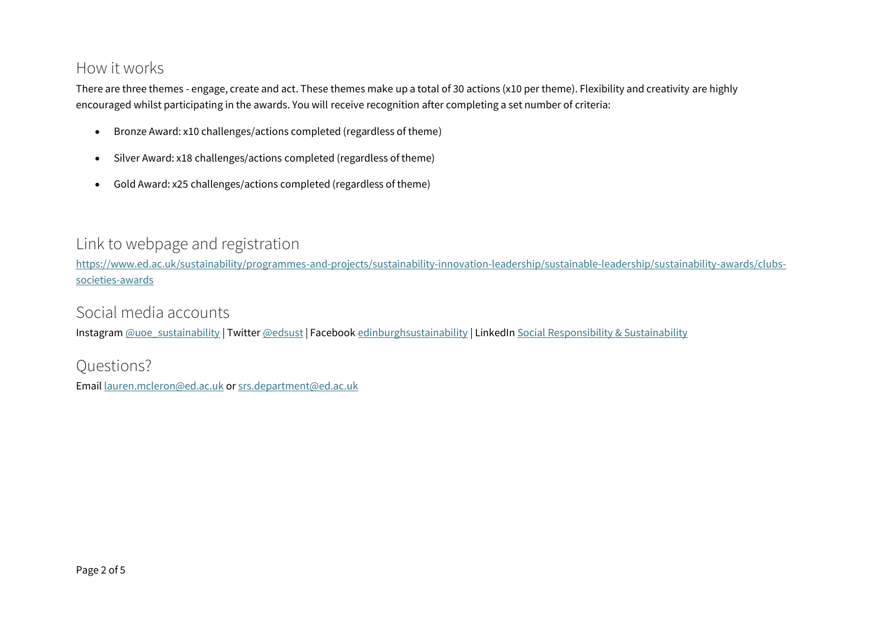## How it works

There are three themes - engage, create and act. These themes make up a total of 30 actions (x10 per theme). Flexibility and creativity are highly encouraged whilst participating in the awards. You will receive recognition after completing a set number of criteria:

- Bronze Award: x10 challenges/actions completed (regardless of theme)
- Silver Award: x18 challenges/actions completed (regardless of theme)
- Gold Award: x25 challenges/actions completed (regardless of theme)

## Link to webpage and registration

https://www.ed.ac.uk/sustainability/programmes-and-projects/sustainability-innovation-leadership/sustainable-leadership/sustainability-awards/clubs-societies-awards

## Social media accounts

Instagram @uoe_sustainability | Twitter @edsust | Facebook edinburghsustainability | LinkedIn Social Responsibility & Sustainability

## Questions?

Email lauren.mcleron@ed.ac.uk or srs.department@ed.ac.uk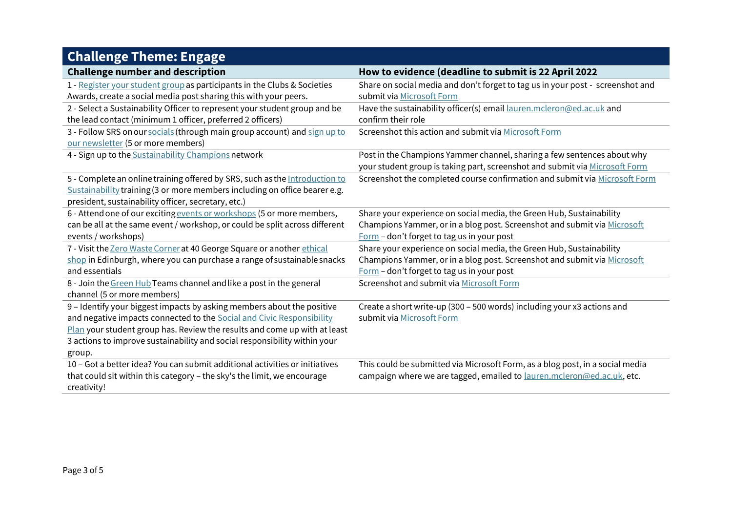| Challenge Theme: Engage | |
|---|---|
| **Challenge number and description** | **How to evidence (deadline to submit is 22 April 2022** |
| 1 - Register your student group as participants in the Clubs & Societies Awards, create a social media post sharing this with your peers. | Share on social media and don't forget to tag us in your post - screenshot and submit via Microsoft Form |
| 2 - Select a Sustainability Officer to represent your student group and be the lead contact (minimum 1 officer, preferred 2 officers) | Have the sustainability officer(s) email lauren.mcleron@ed.ac.uk and confirm their role |
| 3 - Follow SRS on our socials (through main group account) and sign up to our newsletter (5 or more members) | Screenshot this action and submit via Microsoft Form |
| 4 - Sign up to the Sustainability Champions network | Post in the Champions Yammer channel, sharing a few sentences about why your student group is taking part, screenshot and submit via Microsoft Form |
| 5 - Complete an online training offered by SRS, such as the Introduction to Sustainability training (3 or more members including on office bearer e.g. president, sustainability officer, secretary, etc.) | Screenshot the completed course confirmation and submit via Microsoft Form |
| 6 - Attend one of our exciting events or workshops (5 or more members, can be all at the same event / workshop, or could be split across different events / workshops) | Share your experience on social media, the Green Hub, Sustainability Champions Yammer, or in a blog post. Screenshot and submit via Microsoft Form – don't forget to tag us in your post |
| 7 - Visit the Zero Waste Corner at 40 George Square or another ethical shop in Edinburgh, where you can purchase a range of sustainable snacks and essentials | Share your experience on social media, the Green Hub, Sustainability Champions Yammer, or in a blog post. Screenshot and submit via Microsoft Form – don't forget to tag us in your post |
| 8 - Join the Green Hub Teams channel and like a post in the general channel (5 or more members) | Screenshot and submit via Microsoft Form |
| 9 – Identify your biggest impacts by asking members about the positive and negative impacts connected to the Social and Civic Responsibility Plan your student group has. Review the results and come up with at least 3 actions to improve sustainability and social responsibility within your group. | Create a short write-up (300 – 500 words) including your x3 actions and submit via Microsoft Form |
| 10 – Got a better idea? You can submit additional activities or initiatives that could sit within this category – the sky's the limit, we encourage creativity! | This could be submitted via Microsoft Form, as a blog post, in a social media campaign where we are tagged, emailed to lauren.mcleron@ed.ac.uk, etc. |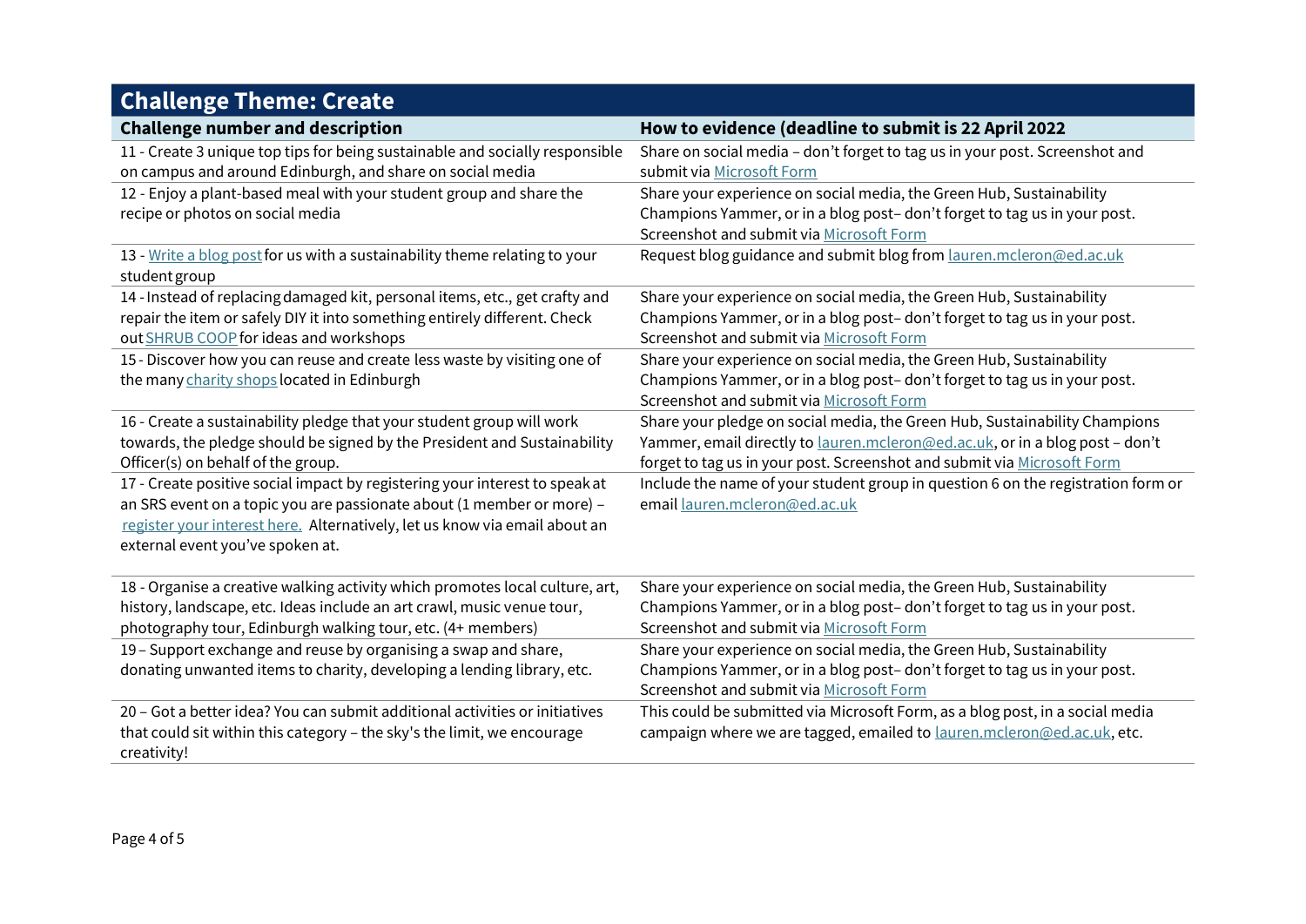| Challenge Theme: Create | |
|---|---|
| **Challenge number and description** | **How to evidence (deadline to submit is 22 April 2022** |
| 11 - Create 3 unique top tips for being sustainable and socially responsible on campus and around Edinburgh, and share on social media | Share on social media – don't forget to tag us in your post. Screenshot and submit via Microsoft Form |
| 12 - Enjoy a plant-based meal with your student group and share the recipe or photos on social media | Share your experience on social media, the Green Hub, Sustainability Champions Yammer, or in a blog post– don't forget to tag us in your post. Screenshot and submit via Microsoft Form |
| 13 - Write a blog post for us with a sustainability theme relating to your student group | Request blog guidance and submit blog from lauren.mcleron@ed.ac.uk |
| 14 - Instead of replacing damaged kit, personal items, etc., get crafty and repair the item or safely DIY it into something entirely different. Check out SHRUB COOP for ideas and workshops | Share your experience on social media, the Green Hub, Sustainability Champions Yammer, or in a blog post– don't forget to tag us in your post. Screenshot and submit via Microsoft Form |
| 15 - Discover how you can reuse and create less waste by visiting one of the many charity shops located in Edinburgh | Share your experience on social media, the Green Hub, Sustainability Champions Yammer, or in a blog post– don't forget to tag us in your post. Screenshot and submit via Microsoft Form |
| 16 - Create a sustainability pledge that your student group will work towards, the pledge should be signed by the President and Sustainability Officer(s) on behalf of the group. | Share your pledge on social media, the Green Hub, Sustainability Champions Yammer, email directly to lauren.mcleron@ed.ac.uk, or in a blog post – don't forget to tag us in your post. Screenshot and submit via Microsoft Form |
| 17 - Create positive social impact by registering your interest to speak at an SRS event on a topic you are passionate about (1 member or more) – register your interest here. Alternatively, let us know via email about an external event you've spoken at. | Include the name of your student group in question 6 on the registration form or email lauren.mcleron@ed.ac.uk |
| 18 - Organise a creative walking activity which promotes local culture, art, history, landscape, etc. Ideas include an art crawl, music venue tour, photography tour, Edinburgh walking tour, etc. (4+ members) | Share your experience on social media, the Green Hub, Sustainability Champions Yammer, or in a blog post– don't forget to tag us in your post. Screenshot and submit via Microsoft Form |
| 19 – Support exchange and reuse by organising a swap and share, donating unwanted items to charity, developing a lending library, etc. | Share your experience on social media, the Green Hub, Sustainability Champions Yammer, or in a blog post– don't forget to tag us in your post. Screenshot and submit via Microsoft Form |
| 20 – Got a better idea? You can submit additional activities or initiatives that could sit within this category – the sky's the limit, we encourage creativity! | This could be submitted via Microsoft Form, as a blog post, in a social media campaign where we are tagged, emailed to lauren.mcleron@ed.ac.uk, etc. |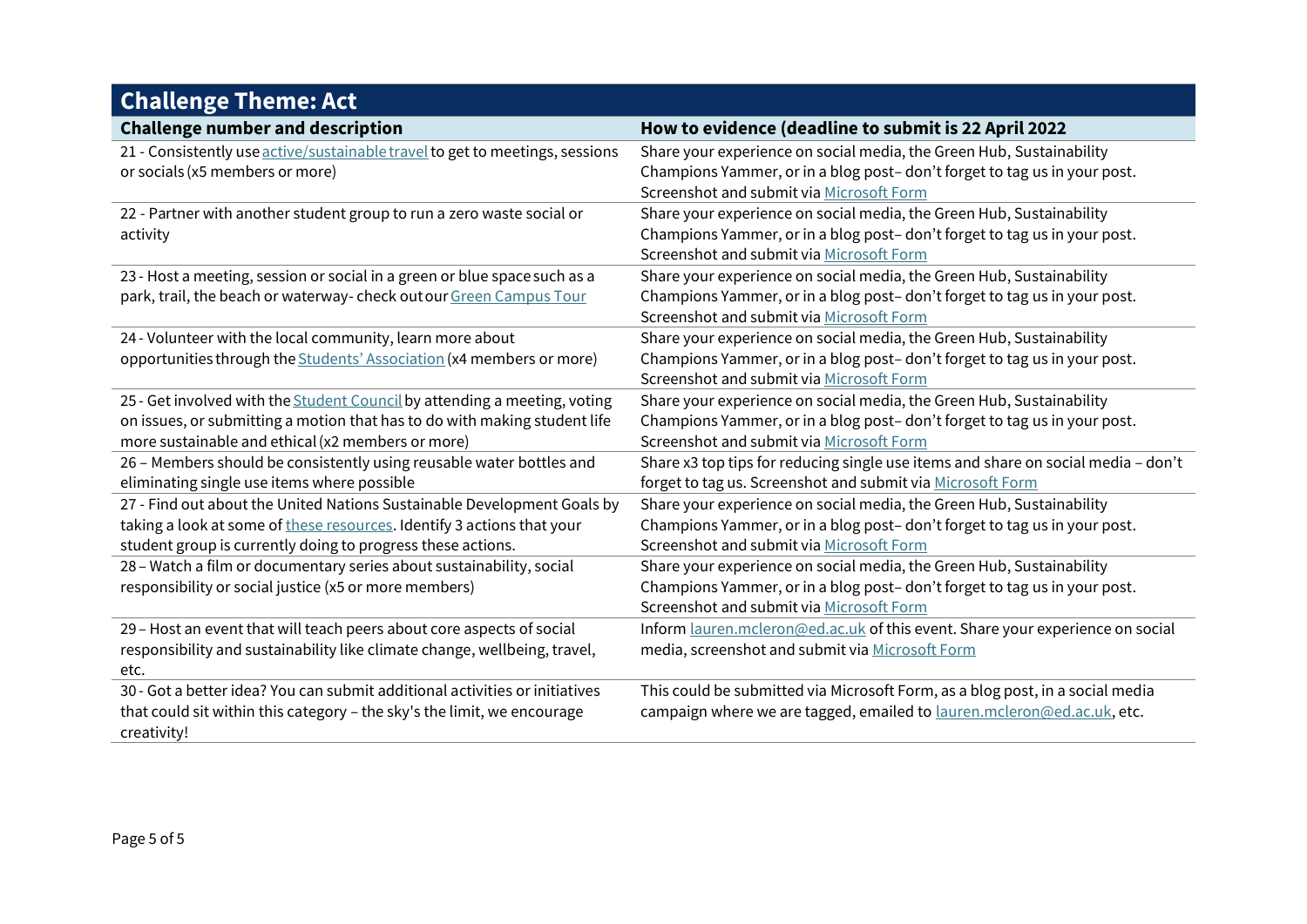## Challenge Theme: Act

| Challenge number and description | How to evidence (deadline to submit is 22 April 2022 |
|---|---|
| 21 - Consistently use active/sustainable travel to get to meetings, sessions or socials (x5 members or more) | Share your experience on social media, the Green Hub, Sustainability Champions Yammer, or in a blog post– don't forget to tag us in your post. Screenshot and submit via Microsoft Form |
| 22 - Partner with another student group to run a zero waste social or activity | Share your experience on social media, the Green Hub, Sustainability Champions Yammer, or in a blog post– don't forget to tag us in your post. Screenshot and submit via Microsoft Form |
| 23 - Host a meeting, session or social in a green or blue space such as a park, trail, the beach or waterway- check out our Green Campus Tour | Share your experience on social media, the Green Hub, Sustainability Champions Yammer, or in a blog post– don't forget to tag us in your post. Screenshot and submit via Microsoft Form |
| 24 - Volunteer with the local community, learn more about opportunities through the Students' Association (x4 members or more) | Share your experience on social media, the Green Hub, Sustainability Champions Yammer, or in a blog post– don't forget to tag us in your post. Screenshot and submit via Microsoft Form |
| 25 - Get involved with the Student Council by attending a meeting, voting on issues, or submitting a motion that has to do with making student life more sustainable and ethical (x2 members or more) | Share your experience on social media, the Green Hub, Sustainability Champions Yammer, or in a blog post– don't forget to tag us in your post. Screenshot and submit via Microsoft Form |
| 26 – Members should be consistently using reusable water bottles and eliminating single use items where possible | Share x3 top tips for reducing single use items and share on social media – don't forget to tag us. Screenshot and submit via Microsoft Form |
| 27 - Find out about the United Nations Sustainable Development Goals by taking a look at some of these resources. Identify 3 actions that your student group is currently doing to progress these actions. | Share your experience on social media, the Green Hub, Sustainability Champions Yammer, or in a blog post– don't forget to tag us in your post. Screenshot and submit via Microsoft Form |
| 28 – Watch a film or documentary series about sustainability, social responsibility or social justice (x5 or more members) | Share your experience on social media, the Green Hub, Sustainability Champions Yammer, or in a blog post– don't forget to tag us in your post. Screenshot and submit via Microsoft Form |
| 29 – Host an event that will teach peers about core aspects of social responsibility and sustainability like climate change, wellbeing, travel, etc. | Inform lauren.mcleron@ed.ac.uk of this event. Share your experience on social media, screenshot and submit via Microsoft Form |
| 30 - Got a better idea? You can submit additional activities or initiatives that could sit within this category – the sky's the limit, we encourage creativity! | This could be submitted via Microsoft Form, as a blog post, in a social media campaign where we are tagged, emailed to lauren.mcleron@ed.ac.uk, etc. |